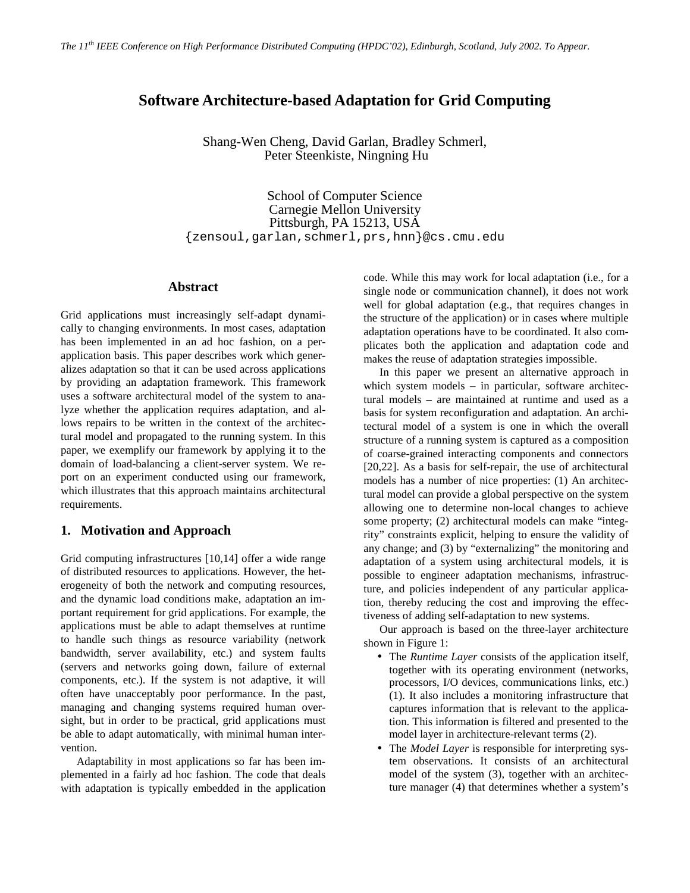# Software Architecture-based Adaptation for Grid Computing

Shang-Wen Cheng, David Garlan, Bradley Schmerl, Peter Steenkiste, Ningning Hu

School of Computer Science
Carnegie Mellon University
Pittsburgh, PA 15213, USA
{zensoul,garlan,schmerl,prs,hnn}@cs.cmu.edu

## Abstract

Grid applications must increasingly self-adapt dynamically to changing environments. In most cases, adaptation has been implemented in an ad hoc fashion, on a per-application basis. This paper describes work which generalizes adaptation so that it can be used across applications by providing an adaptation framework. This framework uses a software architectural model of the system to analyze whether the application requires adaptation, and allows repairs to be written in the context of the architectural model and propagated to the running system. In this paper, we exemplify our framework by applying it to the domain of load-balancing a client-server system. We report on an experiment conducted using our framework, which illustrates that this approach maintains architectural requirements.

## 1. Motivation and Approach

Grid computing infrastructures [10,14] offer a wide range of distributed resources to applications. However, the heterogeneity of both the network and computing resources, and the dynamic load conditions make, adaptation an important requirement for grid applications. For example, the applications must be able to adapt themselves at runtime to handle such things as resource variability (network bandwidth, server availability, etc.) and system faults (servers and networks going down, failure of external components, etc.). If the system is not adaptive, it will often have unacceptably poor performance. In the past, managing and changing systems required human oversight, but in order to be practical, grid applications must be able to adapt automatically, with minimal human intervention.

Adaptability in most applications so far has been implemented in a fairly ad hoc fashion. The code that deals with adaptation is typically embedded in the application code. While this may work for local adaptation (i.e., for a single node or communication channel), it does not work well for global adaptation (e.g., that requires changes in the structure of the application) or in cases where multiple adaptation operations have to be coordinated. It also complicates both the application and adaptation code and makes the reuse of adaptation strategies impossible.

In this paper we present an alternative approach in which system models – in particular, software architectural models – are maintained at runtime and used as a basis for system reconfiguration and adaptation. An architectural model of a system is one in which the overall structure of a running system is captured as a composition of coarse-grained interacting components and connectors [20,22]. As a basis for self-repair, the use of architectural models has a number of nice properties: (1) An architectural model can provide a global perspective on the system allowing one to determine non-local changes to achieve some property; (2) architectural models can make "integrity" constraints explicit, helping to ensure the validity of any change; and (3) by "externalizing" the monitoring and adaptation of a system using architectural models, it is possible to engineer adaptation mechanisms, infrastructure, and policies independent of any particular application, thereby reducing the cost and improving the effectiveness of adding self-adaptation to new systems.

Our approach is based on the three-layer architecture shown in Figure 1:

- The *Runtime Layer* consists of the application itself, together with its operating environment (networks, processors, I/O devices, communications links, etc.) (1). It also includes a monitoring infrastructure that captures information that is relevant to the application. This information is filtered and presented to the model layer in architecture-relevant terms (2).
- The *Model Layer* is responsible for interpreting system observations. It consists of an architectural model of the system (3), together with an architecture manager (4) that determines whether a system's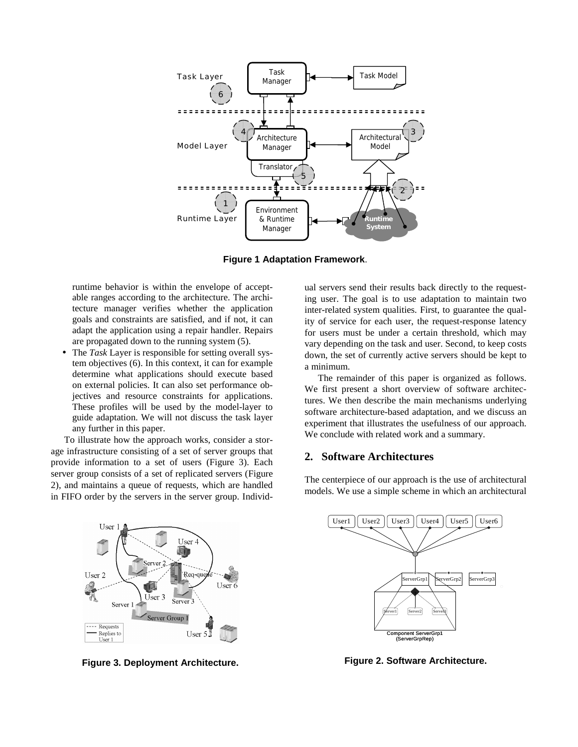**Figure 1 Adaptation Framework**.

runtime behavior is within the envelope of acceptable ranges according to the architecture. The architecture manager verifies whether the application goals and constraints are satisfied, and if not, it can adapt the application using a repair handler. Repairs are propagated down to the running system (5).

- The *Task* Layer is responsible for setting overall system objectives (6). In this context, it can for example determine what applications should execute based on external policies. It can also set performance objectives and resource constraints for applications. These profiles will be used by the model-layer to guide adaptation. We will not discuss the task layer any further in this paper.

To illustrate how the approach works, consider a storage infrastructure consisting of a set of server groups that provide information to a set of users (Figure 3). Each server group consists of a set of replicated servers (Figure 2), and maintains a queue of requests, which are handled in FIFO order by the servers in the server group. Individual servers send their results back directly to the requesting user. The goal is to use adaptation to maintain two inter-related system qualities. First, to guarantee the quality of service for each user, the request-response latency for users must be under a certain threshold, which may vary depending on the task and user. Second, to keep costs down, the set of currently active servers should be kept to a minimum.

The remainder of this paper is organized as follows. We first present a short overview of software architectures. We then describe the main mechanisms underlying software architecture-based adaptation, and we discuss an experiment that illustrates the usefulness of our approach. We conclude with related work and a summary.

## 2. Software Architectures

The centerpiece of our approach is the use of architectural models. We use a simple scheme in which an architectural

**Figure 3. Deployment Architecture.**

**Figure 2. Software Architecture.**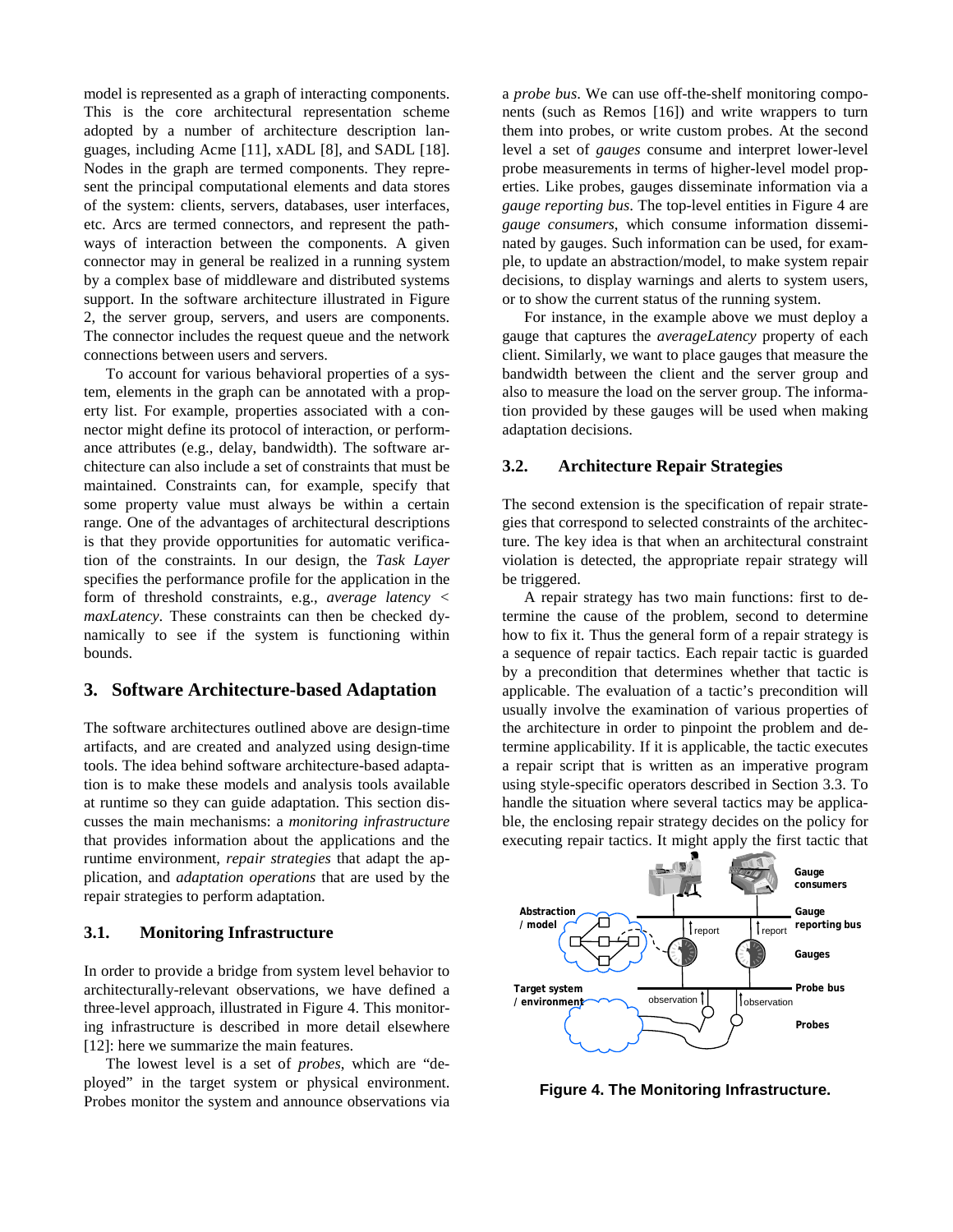model is represented as a graph of interacting components. This is the core architectural representation scheme adopted by a number of architecture description languages, including Acme [11], xADL [8], and SADL [18]. Nodes in the graph are termed components. They represent the principal computational elements and data stores of the system: clients, servers, databases, user interfaces, etc. Arcs are termed connectors, and represent the pathways of interaction between the components. A given connector may in general be realized in a running system by a complex base of middleware and distributed systems support. In the software architecture illustrated in Figure 2, the server group, servers, and users are components. The connector includes the request queue and the network connections between users and servers.

To account for various behavioral properties of a system, elements in the graph can be annotated with a property list. For example, properties associated with a connector might define its protocol of interaction, or performance attributes (e.g., delay, bandwidth). The software architecture can also include a set of constraints that must be maintained. Constraints can, for example, specify that some property value must always be within a certain range. One of the advantages of architectural descriptions is that they provide opportunities for automatic verification of the constraints. In our design, the *Task Layer* specifies the performance profile for the application in the form of threshold constraints, e.g., *average latency* < *maxLatency*. These constraints can then be checked dynamically to see if the system is functioning within bounds.

## 3. Software Architecture-based Adaptation

The software architectures outlined above are design-time artifacts, and are created and analyzed using design-time tools. The idea behind software architecture-based adaptation is to make these models and analysis tools available at runtime so they can guide adaptation. This section discusses the main mechanisms: a *monitoring infrastructure* that provides information about the applications and the runtime environment, *repair strategies* that adapt the application, and *adaptation operations* that are used by the repair strategies to perform adaptation.

### 3.1. Monitoring Infrastructure

In order to provide a bridge from system level behavior to architecturally-relevant observations, we have defined a three-level approach, illustrated in Figure 4. This monitoring infrastructure is described in more detail elsewhere [12]: here we summarize the main features.

The lowest level is a set of *probes*, which are "deployed" in the target system or physical environment. Probes monitor the system and announce observations via a *probe bus*. We can use off-the-shelf monitoring components (such as Remos [16]) and write wrappers to turn them into probes, or write custom probes. At the second level a set of *gauges* consume and interpret lower-level probe measurements in terms of higher-level model properties. Like probes, gauges disseminate information via a *gauge reporting bus*. The top-level entities in Figure 4 are *gauge consumers*, which consume information disseminated by gauges. Such information can be used, for example, to update an abstraction/model, to make system repair decisions, to display warnings and alerts to system users, or to show the current status of the running system.

For instance, in the example above we must deploy a gauge that captures the *averageLatency* property of each client. Similarly, we want to place gauges that measure the bandwidth between the client and the server group and also to measure the load on the server group. The information provided by these gauges will be used when making adaptation decisions.

### 3.2. Architecture Repair Strategies

The second extension is the specification of repair strategies that correspond to selected constraints of the architecture. The key idea is that when an architectural constraint violation is detected, the appropriate repair strategy will be triggered.

A repair strategy has two main functions: first to determine the cause of the problem, second to determine how to fix it. Thus the general form of a repair strategy is a sequence of repair tactics. Each repair tactic is guarded by a precondition that determines whether that tactic is applicable. The evaluation of a tactic's precondition will usually involve the examination of various properties of the architecture in order to pinpoint the problem and determine applicability. If it is applicable, the tactic executes a repair script that is written as an imperative program using style-specific operators described in Section 3.3. To handle the situation where several tactics may be applicable, the enclosing repair strategy decides on the policy for executing repair tactics. It might apply the first tactic that

Gauge consumers
Abstraction / model
Gauge reporting bus
report
report
Gauges
Target system / environment
Probe bus
observation
observation
Probes

**Figure 4. The Monitoring Infrastructure.**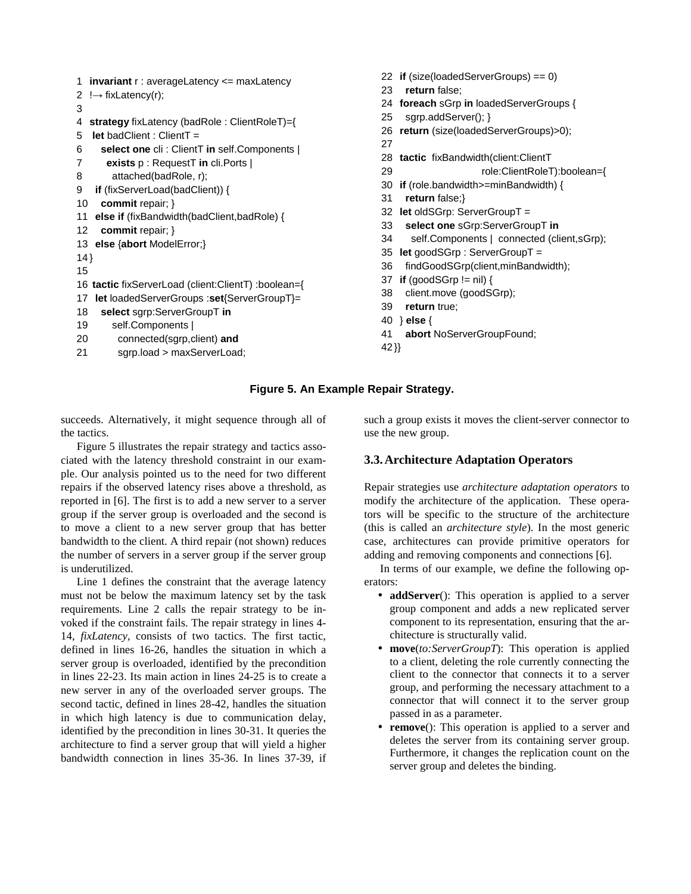```
1  invariant r : averageLatency <= maxLatency
2  !→ fixLatency(r);
3
4  strategy fixLatency (badRole : ClientRoleT)={
5   let badClient : ClientT =
6     select one cli : ClientT in self.Components |
7      exists p : RequestT in cli.Ports |
8        attached(badRole, r);
9   if (fixServerLoad(badClient)) {
10    commit repair; }
11  else if (fixBandwidth(badClient,badRole) {
12    commit repair; }
13  else {abort ModelError;}
14 }
15
16 tactic fixServerLoad (client:ClientT) :boolean={
17  let loadedServerGroups :set{ServerGroupT}=
18    select sgrp:ServerGroupT in
19      self.Components |
20        connected(sgrp,client) and
21        sgrp.load > maxServerLoad;
22 if (size(loadedServerGroups) == 0)
23   return false;
24 foreach sGrp in loadedServerGroups {
25   sgrp.addServer(); }
26 return (size(loadedServerGroups)>0);
27
28 tactic  fixBandwidth(client:ClientT
29                       role:ClientRoleT):boolean={
30 if (role.bandwidth>=minBandwidth) {
31   return false;}
32 let oldSGrp: ServerGroupT =
33   select one sGrp:ServerGroupT in
34    self.Components |  connected (client,sGrp);
35 let goodSGrp : ServerGroupT =
36   findGoodSGrp(client,minBandwidth);
37 if (goodSGrp != nil) {
38   client.move (goodSGrp);
39   return true;
40 } else {
41   abort NoServerGroupFound;
42 }}
```

**Figure 5. An Example Repair Strategy.**

succeeds. Alternatively, it might sequence through all of the tactics.

Figure 5 illustrates the repair strategy and tactics associated with the latency threshold constraint in our example. Our analysis pointed us to the need for two different repairs if the observed latency rises above a threshold, as reported in [6]. The first is to add a new server to a server group if the server group is overloaded and the second is to move a client to a new server group that has better bandwidth to the client. A third repair (not shown) reduces the number of servers in a server group if the server group is underutilized.

Line 1 defines the constraint that the average latency must not be below the maximum latency set by the task requirements. Line 2 calls the repair strategy to be invoked if the constraint fails. The repair strategy in lines 4-14, *fixLatency*, consists of two tactics. The first tactic, defined in lines 16-26, handles the situation in which a server group is overloaded, identified by the precondition in lines 22-23. Its main action in lines 24-25 is to create a new server in any of the overloaded server groups. The second tactic, defined in lines 28-42, handles the situation in which high latency is due to communication delay, identified by the precondition in lines 30-31. It queries the architecture to find a server group that will yield a higher bandwidth connection in lines 35-36. In lines 37-39, if such a group exists it moves the client-server connector to use the new group.

### 3.3. Architecture Adaptation Operators

Repair strategies use *architecture adaptation operators* to modify the architecture of the application. These operators will be specific to the structure of the architecture (this is called an *architecture style*). In the most generic case, architectures can provide primitive operators for adding and removing components and connections [6].

In terms of our example, we define the following operators:

- **addServer**(): This operation is applied to a server group component and adds a new replicated server component to its representation, ensuring that the architecture is structurally valid.
- **move**(*to:ServerGroupT*): This operation is applied to a client, deleting the role currently connecting the client to the connector that connects it to a server group, and performing the necessary attachment to a connector that will connect it to the server group passed in as a parameter.
- **remove**(): This operation is applied to a server and deletes the server from its containing server group. Furthermore, it changes the replication count on the server group and deletes the binding.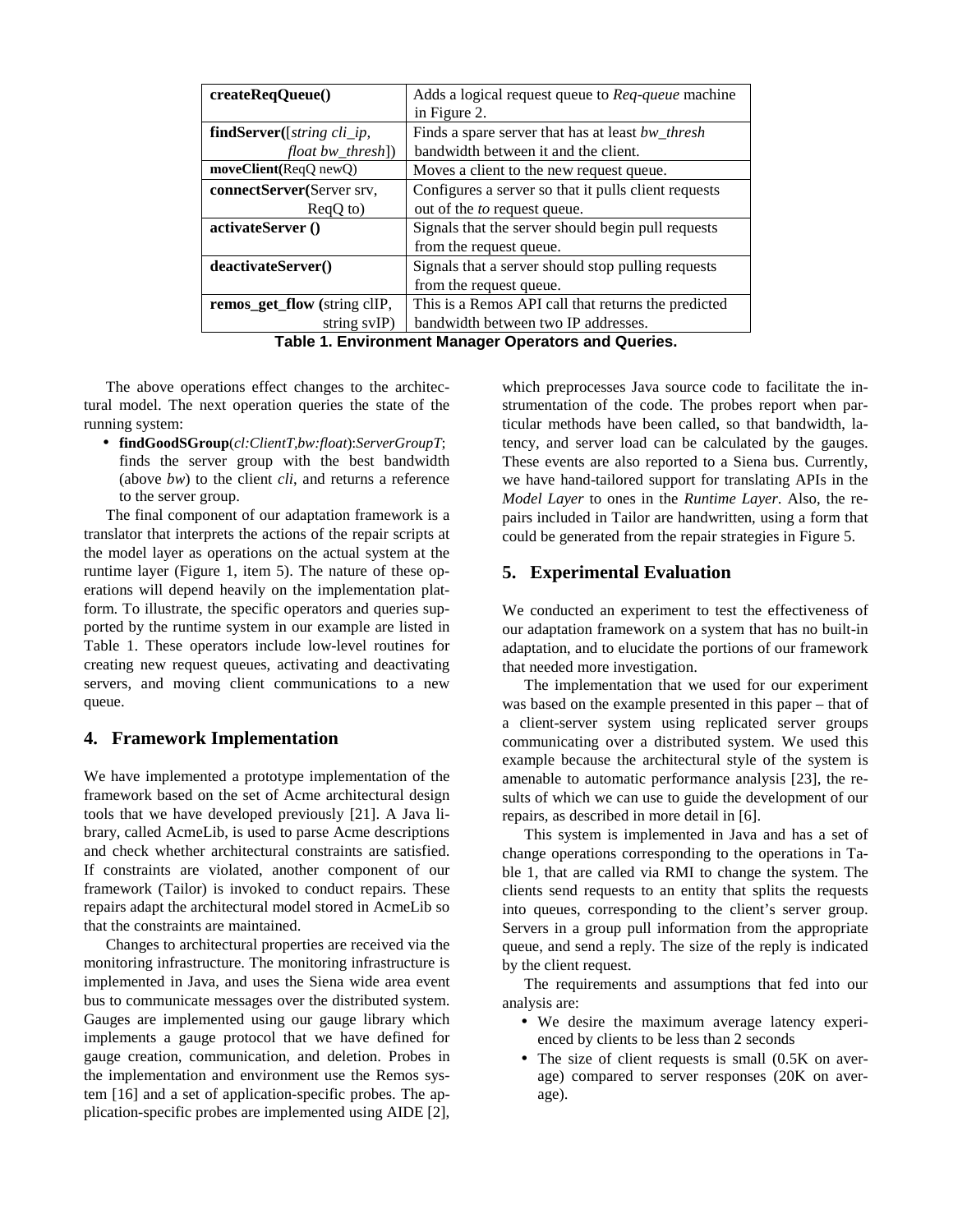| | |
|---|---|
| **createReqQueue()** | Adds a logical request queue to *Req-queue* machine in Figure 2. |
| **findServer(**[*string cli_ip*, *float bw_thresh*]) | Finds a spare server that has at least *bw_thresh* bandwidth between it and the client. |
| **moveClient(**ReqQ newQ) | Moves a client to the new request queue. |
| **connectServer(**Server srv, ReqQ to) | Configures a server so that it pulls client requests out of the *to* request queue. |
| **activateServer ()** | Signals that the server should begin pull requests from the request queue. |
| **deactivateServer()** | Signals that a server should stop pulling requests from the request queue. |
| **remos_get_flow (**string clIP, string svIP) | This is a Remos API call that returns the predicted bandwidth between two IP addresses. |

**Table 1. Environment Manager Operators and Queries.**

The above operations effect changes to the architectural model. The next operation queries the state of the running system:

- **findGoodSGroup**(*cl:ClientT,bw:float*):*ServerGroupT*; finds the server group with the best bandwidth (above *bw*) to the client *cli*, and returns a reference to the server group.

The final component of our adaptation framework is a translator that interprets the actions of the repair scripts at the model layer as operations on the actual system at the runtime layer (Figure 1, item 5). The nature of these operations will depend heavily on the implementation platform. To illustrate, the specific operators and queries supported by the runtime system in our example are listed in Table 1. These operators include low-level routines for creating new request queues, activating and deactivating servers, and moving client communications to a new queue.

## 4. Framework Implementation

We have implemented a prototype implementation of the framework based on the set of Acme architectural design tools that we have developed previously [21]. A Java library, called AcmeLib, is used to parse Acme descriptions and check whether architectural constraints are satisfied. If constraints are violated, another component of our framework (Tailor) is invoked to conduct repairs. These repairs adapt the architectural model stored in AcmeLib so that the constraints are maintained.

Changes to architectural properties are received via the monitoring infrastructure. The monitoring infrastructure is implemented in Java, and uses the Siena wide area event bus to communicate messages over the distributed system. Gauges are implemented using our gauge library which implements a gauge protocol that we have defined for gauge creation, communication, and deletion. Probes in the implementation and environment use the Remos system [16] and a set of application-specific probes. The application-specific probes are implemented using AIDE [2], which preprocesses Java source code to facilitate the instrumentation of the code. The probes report when particular methods have been called, so that bandwidth, latency, and server load can be calculated by the gauges. These events are also reported to a Siena bus. Currently, we have hand-tailored support for translating APIs in the *Model Layer* to ones in the *Runtime Layer*. Also, the repairs included in Tailor are handwritten, using a form that could be generated from the repair strategies in Figure 5.

## 5. Experimental Evaluation

We conducted an experiment to test the effectiveness of our adaptation framework on a system that has no built-in adaptation, and to elucidate the portions of our framework that needed more investigation.

The implementation that we used for our experiment was based on the example presented in this paper – that of a client-server system using replicated server groups communicating over a distributed system. We used this example because the architectural style of the system is amenable to automatic performance analysis [23], the results of which we can use to guide the development of our repairs, as described in more detail in [6].

This system is implemented in Java and has a set of change operations corresponding to the operations in Table 1, that are called via RMI to change the system. The clients send requests to an entity that splits the requests into queues, corresponding to the client's server group. Servers in a group pull information from the appropriate queue, and send a reply. The size of the reply is indicated by the client request.

The requirements and assumptions that fed into our analysis are:

- We desire the maximum average latency experienced by clients to be less than 2 seconds
- The size of client requests is small (0.5K on average) compared to server responses (20K on average).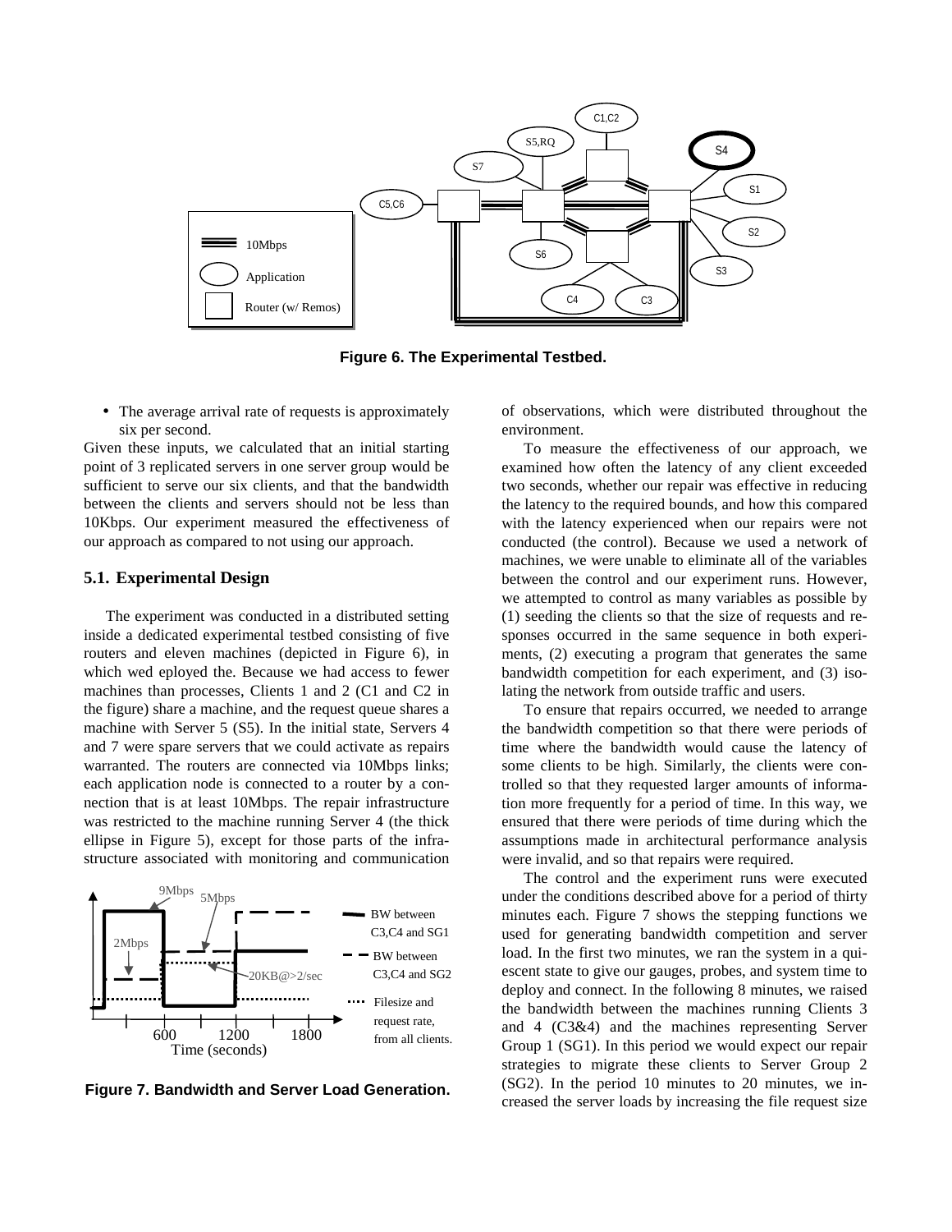Figure 6. The Experimental Testbed.

- The average arrival rate of requests is approximately six per second.

Given these inputs, we calculated that an initial starting point of 3 replicated servers in one server group would be sufficient to serve our six clients, and that the bandwidth between the clients and servers should not be less than 10Kbps. Our experiment measured the effectiveness of our approach as compared to not using our approach.

### 5.1. Experimental Design

The experiment was conducted in a distributed setting inside a dedicated experimental testbed consisting of five routers and eleven machines (depicted in Figure 6), in which wed eployed the. Because we had access to fewer machines than processes, Clients 1 and 2 (C1 and C2 in the figure) share a machine, and the request queue shares a machine with Server 5 (S5). In the initial state, Servers 4 and 7 were spare servers that we could activate as repairs warranted. The routers are connected via 10Mbps links; each application node is connected to a router by a connection that is at least 10Mbps. The repair infrastructure was restricted to the machine running Server 4 (the thick ellipse in Figure 5), except for those parts of the infrastructure associated with monitoring and communication of observations, which were distributed throughout the environment.

Figure 7. Bandwidth and Server Load Generation.

To measure the effectiveness of our approach, we examined how often the latency of any client exceeded two seconds, whether our repair was effective in reducing the latency to the required bounds, and how this compared with the latency experienced when our repairs were not conducted (the control). Because we used a network of machines, we were unable to eliminate all of the variables between the control and our experiment runs. However, we attempted to control as many variables as possible by (1) seeding the clients so that the size of requests and responses occurred in the same sequence in both experiments, (2) executing a program that generates the same bandwidth competition for each experiment, and (3) isolating the network from outside traffic and users.

To ensure that repairs occurred, we needed to arrange the bandwidth competition so that there were periods of time where the bandwidth would cause the latency of some clients to be high. Similarly, the clients were controlled so that they requested larger amounts of information more frequently for a period of time. In this way, we ensured that there were periods of time during which the assumptions made in architectural performance analysis were invalid, and so that repairs were required.

The control and the experiment runs were executed under the conditions described above for a period of thirty minutes each. Figure 7 shows the stepping functions we used for generating bandwidth competition and server load. In the first two minutes, we ran the system in a quiescent state to give our gauges, probes, and system time to deploy and connect. In the following 8 minutes, we raised the bandwidth between the machines running Clients 3 and 4 (C3&4) and the machines representing Server Group 1 (SG1). In this period we would expect our repair strategies to migrate these clients to Server Group 2 (SG2). In the period 10 minutes to 20 minutes, we increased the server loads by increasing the file request size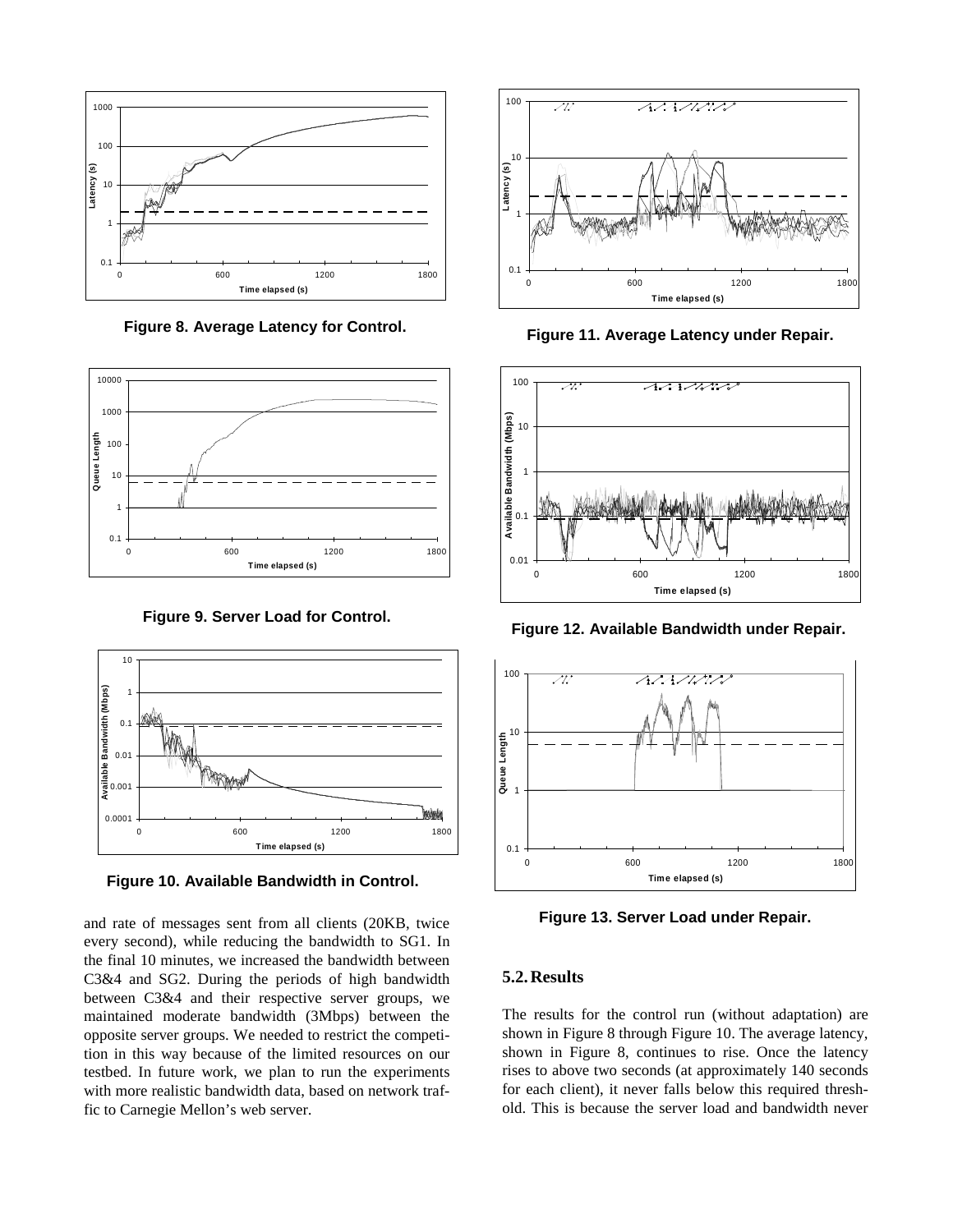Figure 8. Average Latency for Control.

Figure 9. Server Load for Control.

Figure 10. Available Bandwidth in Control.

and rate of messages sent from all clients (20KB, twice every second), while reducing the bandwidth to SG1. In the final 10 minutes, we increased the bandwidth between C3&4 and SG2. During the periods of high bandwidth between C3&4 and their respective server groups, we maintained moderate bandwidth (3Mbps) between the opposite server groups. We needed to restrict the competition in this way because of the limited resources on our testbed. In future work, we plan to run the experiments with more realistic bandwidth data, based on network traffic to Carnegie Mellon's web server.

Figure 11. Average Latency under Repair.

Figure 12. Available Bandwidth under Repair.

Figure 13. Server Load under Repair.

## 5.2. Results

The results for the control run (without adaptation) are shown in Figure 8 through Figure 10. The average latency, shown in Figure 8, continues to rise. Once the latency rises to above two seconds (at approximately 140 seconds for each client), it never falls below this required threshold. This is because the server load and bandwidth never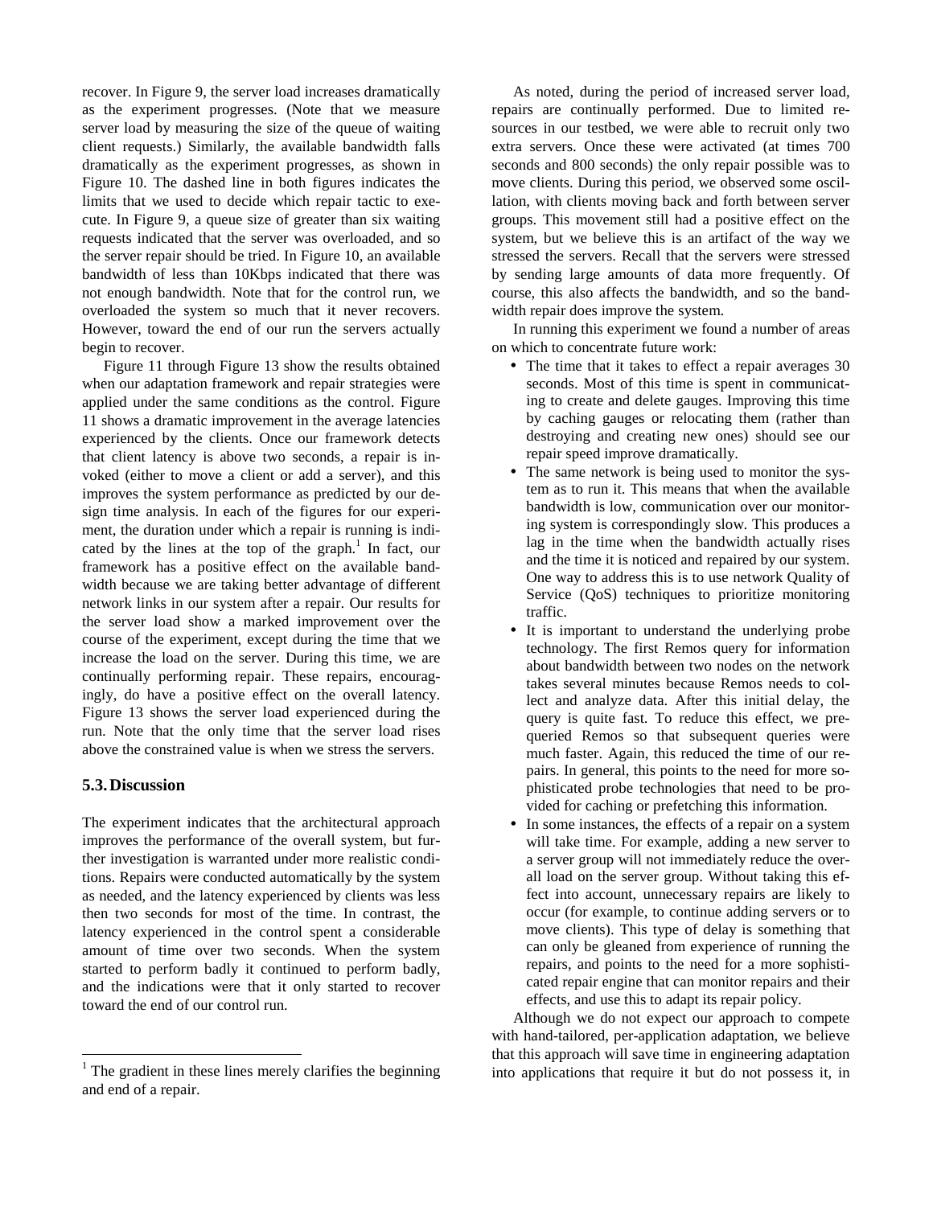recover. In Figure 9, the server load increases dramatically as the experiment progresses. (Note that we measure server load by measuring the size of the queue of waiting client requests.) Similarly, the available bandwidth falls dramatically as the experiment progresses, as shown in Figure 10. The dashed line in both figures indicates the limits that we used to decide which repair tactic to execute. In Figure 9, a queue size of greater than six waiting requests indicated that the server was overloaded, and so the server repair should be tried. In Figure 10, an available bandwidth of less than 10Kbps indicated that there was not enough bandwidth. Note that for the control run, we overloaded the system so much that it never recovers. However, toward the end of our run the servers actually begin to recover.

Figure 11 through Figure 13 show the results obtained when our adaptation framework and repair strategies were applied under the same conditions as the control. Figure 11 shows a dramatic improvement in the average latencies experienced by the clients. Once our framework detects that client latency is above two seconds, a repair is invoked (either to move a client or add a server), and this improves the system performance as predicted by our design time analysis. In each of the figures for our experiment, the duration under which a repair is running is indicated by the lines at the top of the graph.[1] In fact, our framework has a positive effect on the available bandwidth because we are taking better advantage of different network links in our system after a repair. Our results for the server load show a marked improvement over the course of the experiment, except during the time that we increase the load on the server. During this time, we are continually performing repair. These repairs, encouragingly, do have a positive effect on the overall latency. Figure 13 shows the server load experienced during the run. Note that the only time that the server load rises above the constrained value is when we stress the servers.

### 5.3. Discussion

The experiment indicates that the architectural approach improves the performance of the overall system, but further investigation is warranted under more realistic conditions. Repairs were conducted automatically by the system as needed, and the latency experienced by clients was less then two seconds for most of the time. In contrast, the latency experienced in the control spent a considerable amount of time over two seconds. When the system started to perform badly it continued to perform badly, and the indications were that it only started to recover toward the end of our control run.

[1] The gradient in these lines merely clarifies the beginning and end of a repair.

As noted, during the period of increased server load, repairs are continually performed. Due to limited resources in our testbed, we were able to recruit only two extra servers. Once these were activated (at times 700 seconds and 800 seconds) the only repair possible was to move clients. During this period, we observed some oscillation, with clients moving back and forth between server groups. This movement still had a positive effect on the system, but we believe this is an artifact of the way we stressed the servers. Recall that the servers were stressed by sending large amounts of data more frequently. Of course, this also affects the bandwidth, and so the bandwidth repair does improve the system.

In running this experiment we found a number of areas on which to concentrate future work:

- The time that it takes to effect a repair averages 30 seconds. Most of this time is spent in communicating to create and delete gauges. Improving this time by caching gauges or relocating them (rather than destroying and creating new ones) should see our repair speed improve dramatically.
- The same network is being used to monitor the system as to run it. This means that when the available bandwidth is low, communication over our monitoring system is correspondingly slow. This produces a lag in the time when the bandwidth actually rises and the time it is noticed and repaired by our system. One way to address this is to use network Quality of Service (QoS) techniques to prioritize monitoring traffic.
- It is important to understand the underlying probe technology. The first Remos query for information about bandwidth between two nodes on the network takes several minutes because Remos needs to collect and analyze data. After this initial delay, the query is quite fast. To reduce this effect, we prequeried Remos so that subsequent queries were much faster. Again, this reduced the time of our repairs. In general, this points to the need for more sophisticated probe technologies that need to be provided for caching or prefetching this information.
- In some instances, the effects of a repair on a system will take time. For example, adding a new server to a server group will not immediately reduce the overall load on the server group. Without taking this effect into account, unnecessary repairs are likely to occur (for example, to continue adding servers or to move clients). This type of delay is something that can only be gleaned from experience of running the repairs, and points to the need for a more sophisticated repair engine that can monitor repairs and their effects, and use this to adapt its repair policy.

Although we do not expect our approach to compete with hand-tailored, per-application adaptation, we believe that this approach will save time in engineering adaptation into applications that require it but do not possess it, in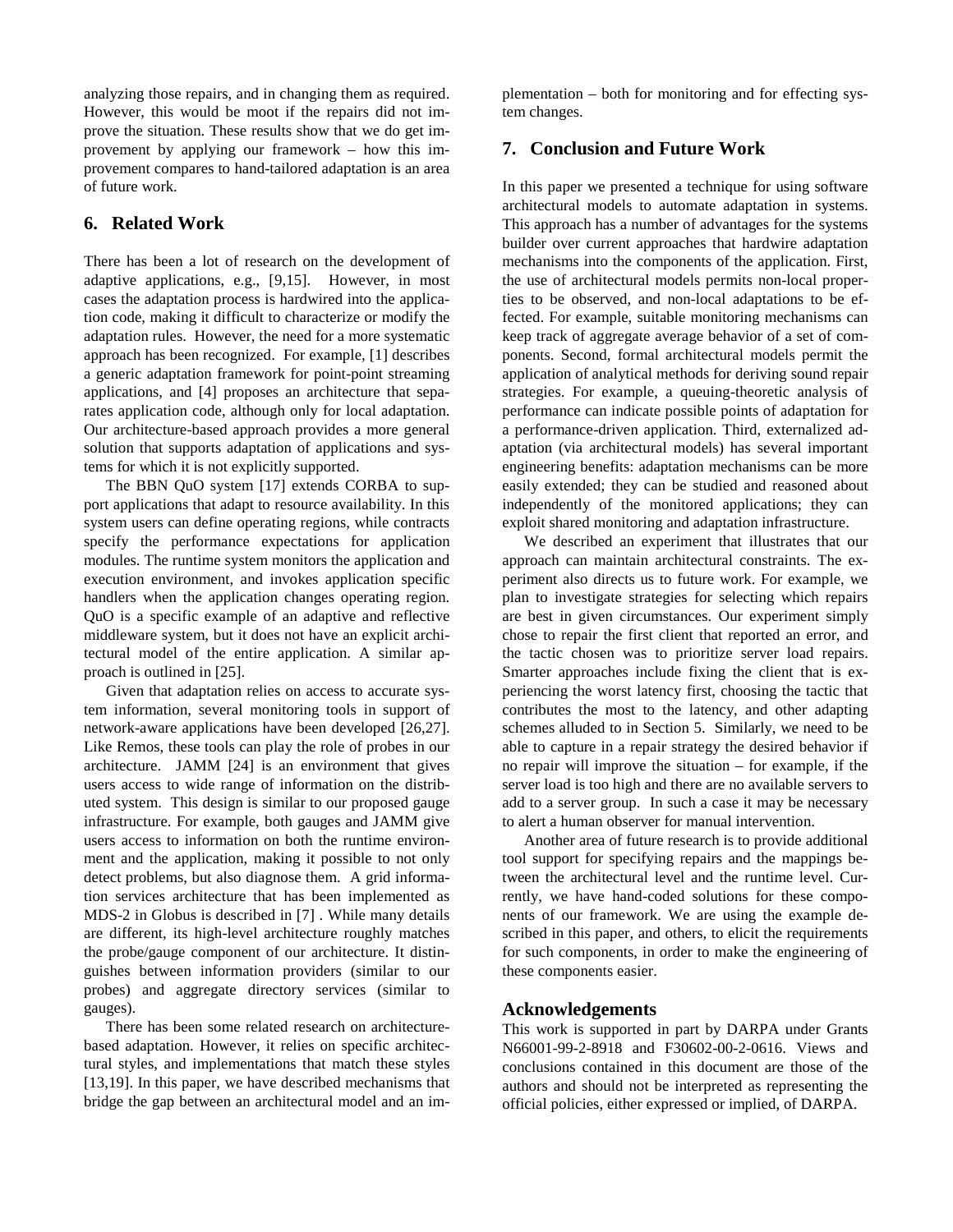analyzing those repairs, and in changing them as required. However, this would be moot if the repairs did not improve the situation. These results show that we do get improvement by applying our framework – how this improvement compares to hand-tailored adaptation is an area of future work.

## 6. Related Work

There has been a lot of research on the development of adaptive applications, e.g., [9,15]. However, in most cases the adaptation process is hardwired into the application code, making it difficult to characterize or modify the adaptation rules. However, the need for a more systematic approach has been recognized. For example, [1] describes a generic adaptation framework for point-point streaming applications, and [4] proposes an architecture that separates application code, although only for local adaptation. Our architecture-based approach provides a more general solution that supports adaptation of applications and systems for which it is not explicitly supported.

The BBN QuO system [17] extends CORBA to support applications that adapt to resource availability. In this system users can define operating regions, while contracts specify the performance expectations for application modules. The runtime system monitors the application and execution environment, and invokes application specific handlers when the application changes operating region. QuO is a specific example of an adaptive and reflective middleware system, but it does not have an explicit architectural model of the entire application. A similar approach is outlined in [25].

Given that adaptation relies on access to accurate system information, several monitoring tools in support of network-aware applications have been developed [26,27]. Like Remos, these tools can play the role of probes in our architecture. JAMM [24] is an environment that gives users access to wide range of information on the distributed system. This design is similar to our proposed gauge infrastructure. For example, both gauges and JAMM give users access to information on both the runtime environment and the application, making it possible to not only detect problems, but also diagnose them. A grid information services architecture that has been implemented as MDS-2 in Globus is described in [7] . While many details are different, its high-level architecture roughly matches the probe/gauge component of our architecture. It distinguishes between information providers (similar to our probes) and aggregate directory services (similar to gauges).

There has been some related research on architecture-based adaptation. However, it relies on specific architectural styles, and implementations that match these styles [13,19]. In this paper, we have described mechanisms that bridge the gap between an architectural model and an implementation – both for monitoring and for effecting system changes.

## 7. Conclusion and Future Work

In this paper we presented a technique for using software architectural models to automate adaptation in systems. This approach has a number of advantages for the systems builder over current approaches that hardwire adaptation mechanisms into the components of the application. First, the use of architectural models permits non-local properties to be observed, and non-local adaptations to be effected. For example, suitable monitoring mechanisms can keep track of aggregate average behavior of a set of components. Second, formal architectural models permit the application of analytical methods for deriving sound repair strategies. For example, a queuing-theoretic analysis of performance can indicate possible points of adaptation for a performance-driven application. Third, externalized adaptation (via architectural models) has several important engineering benefits: adaptation mechanisms can be more easily extended; they can be studied and reasoned about independently of the monitored applications; they can exploit shared monitoring and adaptation infrastructure.

We described an experiment that illustrates that our approach can maintain architectural constraints. The experiment also directs us to future work. For example, we plan to investigate strategies for selecting which repairs are best in given circumstances. Our experiment simply chose to repair the first client that reported an error, and the tactic chosen was to prioritize server load repairs. Smarter approaches include fixing the client that is experiencing the worst latency first, choosing the tactic that contributes the most to the latency, and other adapting schemes alluded to in Section 5. Similarly, we need to be able to capture in a repair strategy the desired behavior if no repair will improve the situation – for example, if the server load is too high and there are no available servers to add to a server group. In such a case it may be necessary to alert a human observer for manual intervention.

Another area of future research is to provide additional tool support for specifying repairs and the mappings between the architectural level and the runtime level. Currently, we have hand-coded solutions for these components of our framework. We are using the example described in this paper, and others, to elicit the requirements for such components, in order to make the engineering of these components easier.

### Acknowledgements

This work is supported in part by DARPA under Grants N66001-99-2-8918 and F30602-00-2-0616. Views and conclusions contained in this document are those of the authors and should not be interpreted as representing the official policies, either expressed or implied, of DARPA.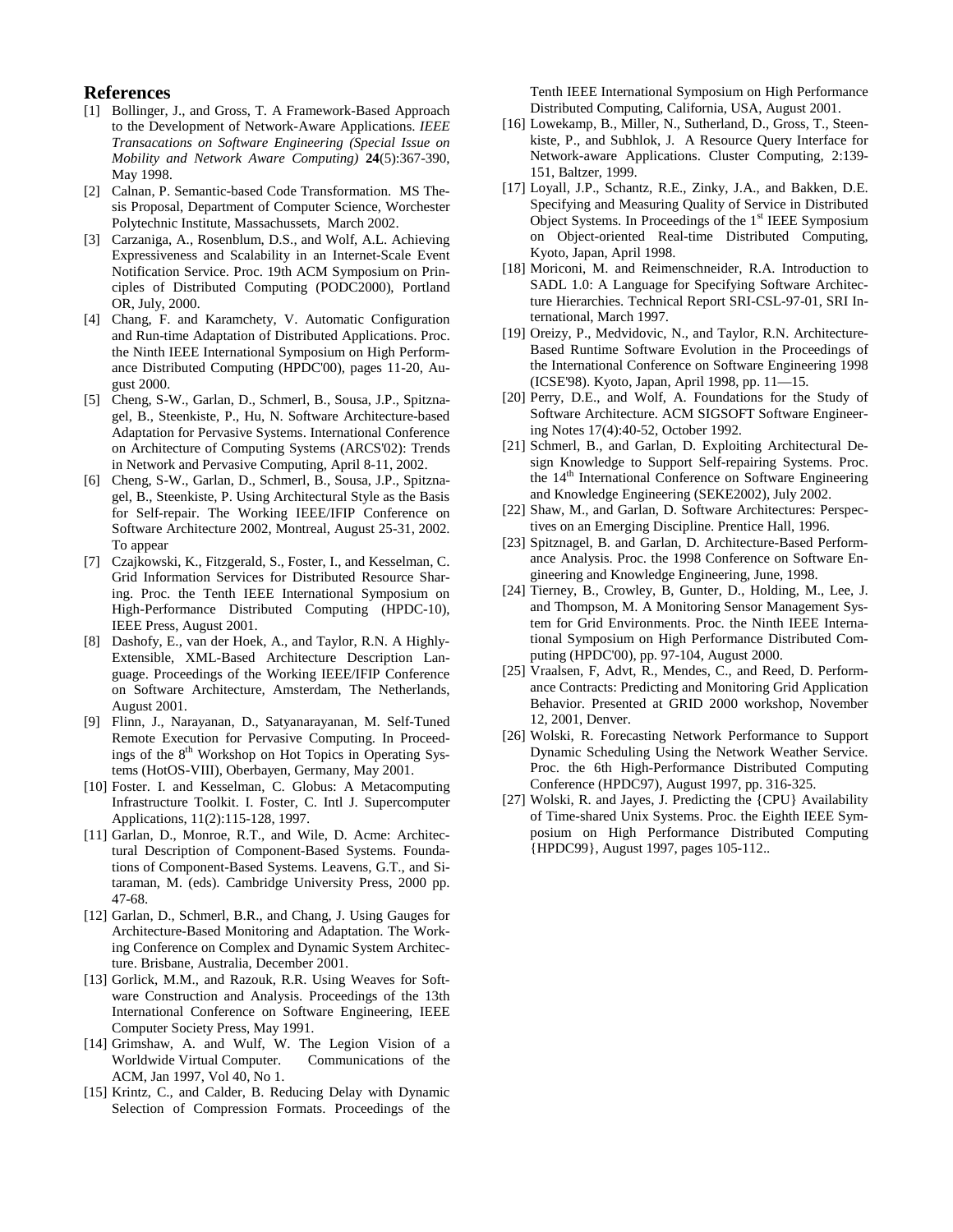## References

[1] Bollinger, J., and Gross, T. A Framework-Based Approach to the Development of Network-Aware Applications. *IEEE Transactions on Software Engineering (Special Issue on Mobility and Network Aware Computing)* **24**(5):367-390, May 1998.

[2] Calnan, P. Semantic-based Code Transformation. MS Thesis Proposal, Department of Computer Science, Worchester Polytechnic Institute, Massachussets, March 2002.

[3] Carzaniga, A., Rosenblum, D.S., and Wolf, A.L. Achieving Expressiveness and Scalability in an Internet-Scale Event Notification Service. Proc. 19th ACM Symposium on Principles of Distributed Computing (PODC2000), Portland OR, July, 2000.

[4] Chang, F. and Karamchety, V. Automatic Configuration and Run-time Adaptation of Distributed Applications. Proc. the Ninth IEEE International Symposium on High Performance Distributed Computing (HPDC'00), pages 11-20, August 2000.

[5] Cheng, S-W., Garlan, D., Schmerl, B., Sousa, J.P., Spitznagel, B., Steenkiste, P., Hu, N. Software Architecture-based Adaptation for Pervasive Systems. International Conference on Architecture of Computing Systems (ARCS'02): Trends in Network and Pervasive Computing, April 8-11, 2002.

[6] Cheng, S-W., Garlan, D., Schmerl, B., Sousa, J.P., Spitznagel, B., Steenkiste, P. Using Architectural Style as the Basis for Self-repair. The Working IEEE/IFIP Conference on Software Architecture 2002, Montreal, August 25-31, 2002. To appear

[7] Czajkowski, K., Fitzgerald, S., Foster, I., and Kesselman, C. Grid Information Services for Distributed Resource Sharing. Proc. the Tenth IEEE International Symposium on High-Performance Distributed Computing (HPDC-10), IEEE Press, August 2001.

[8] Dashofy, E., van der Hoek, A., and Taylor, R.N. A Highly-Extensible, XML-Based Architecture Description Language. Proceedings of the Working IEEE/IFIP Conference on Software Architecture, Amsterdam, The Netherlands, August 2001.

[9] Flinn, J., Narayanan, D., Satyanarayanan, M. Self-Tuned Remote Execution for Pervasive Computing. In Proceedings of the 8th Workshop on Hot Topics in Operating Systems (HotOS-VIII), Oberbayen, Germany, May 2001.

[10] Foster. I. and Kesselman, C. Globus: A Metacomputing Infrastructure Toolkit. I. Foster, C. Intl J. Supercomputer Applications, 11(2):115-128, 1997.

[11] Garlan, D., Monroe, R.T., and Wile, D. Acme: Architectural Description of Component-Based Systems. Foundations of Component-Based Systems. Leavens, G.T., and Sitaraman, M. (eds). Cambridge University Press, 2000 pp. 47-68.

[12] Garlan, D., Schmerl, B.R., and Chang, J. Using Gauges for Architecture-Based Monitoring and Adaptation. The Working Conference on Complex and Dynamic System Architecture. Brisbane, Australia, December 2001.

[13] Gorlick, M.M., and Razouk, R.R. Using Weaves for Software Construction and Analysis. Proceedings of the 13th International Conference on Software Engineering, IEEE Computer Society Press, May 1991.

[14] Grimshaw, A. and Wulf, W. The Legion Vision of a Worldwide Virtual Computer. Communications of the ACM, Jan 1997, Vol 40, No 1.

[15] Krintz, C., and Calder, B. Reducing Delay with Dynamic Selection of Compression Formats. Proceedings of the Tenth IEEE International Symposium on High Performance Distributed Computing, California, USA, August 2001.

[16] Lowekamp, B., Miller, N., Sutherland, D., Gross, T., Steenkiste, P., and Subhlok, J. A Resource Query Interface for Network-aware Applications. Cluster Computing, 2:139-151, Baltzer, 1999.

[17] Loyall, J.P., Schantz, R.E., Zinky, J.A., and Bakken, D.E. Specifying and Measuring Quality of Service in Distributed Object Systems. In Proceedings of the 1st IEEE Symposium on Object-oriented Real-time Distributed Computing, Kyoto, Japan, April 1998.

[18] Moriconi, M. and Reimenschneider, R.A. Introduction to SADL 1.0: A Language for Specifying Software Architecture Hierarchies. Technical Report SRI-CSL-97-01, SRI International, March 1997.

[19] Oreizy, P., Medvidovic, N., and Taylor, R.N. Architecture-Based Runtime Software Evolution in the Proceedings of the International Conference on Software Engineering 1998 (ICSE'98). Kyoto, Japan, April 1998, pp. 11—15.

[20] Perry, D.E., and Wolf, A. Foundations for the Study of Software Architecture. ACM SIGSOFT Software Engineering Notes 17(4):40-52, October 1992.

[21] Schmerl, B., and Garlan, D. Exploiting Architectural Design Knowledge to Support Self-repairing Systems. Proc. the 14th International Conference on Software Engineering and Knowledge Engineering (SEKE2002), July 2002.

[22] Shaw, M., and Garlan, D. Software Architectures: Perspectives on an Emerging Discipline. Prentice Hall, 1996.

[23] Spitznagel, B. and Garlan, D. Architecture-Based Performance Analysis. Proc. the 1998 Conference on Software Engineering and Knowledge Engineering, June, 1998.

[24] Tierney, B., Crowley, B, Gunter, D., Holding, M., Lee, J. and Thompson, M. A Monitoring Sensor Management System for Grid Environments. Proc. the Ninth IEEE International Symposium on High Performance Distributed Computing (HPDC'00), pp. 97-104, August 2000.

[25] Vraalsen, F, Advt, R., Mendes, C., and Reed, D. Performance Contracts: Predicting and Monitoring Grid Application Behavior. Presented at GRID 2000 workshop, November 12, 2001, Denver.

[26] Wolski, R. Forecasting Network Performance to Support Dynamic Scheduling Using the Network Weather Service. Proc. the 6th High-Performance Distributed Computing Conference (HPDC97), August 1997, pp. 316-325.

[27] Wolski, R. and Jayes, J. Predicting the {CPU} Availability of Time-shared Unix Systems. Proc. the Eighth IEEE Symposium on High Performance Distributed Computing {HPDC99}, August 1997, pages 105-112..